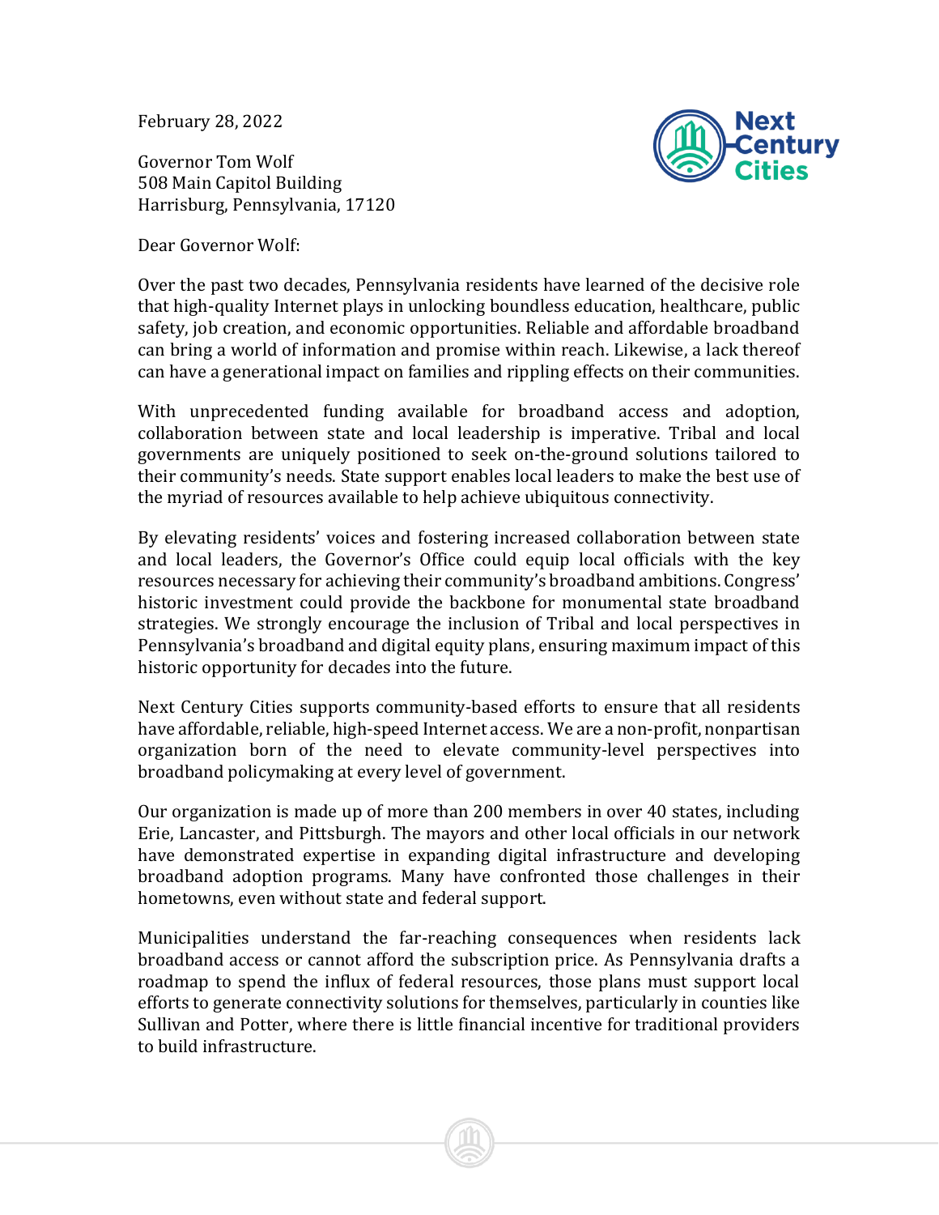February 28, 2022

Governor Tom Wolf
508 Main Capitol Building
Harrisburg, Pennsylvania, 17120

Dear Governor Wolf:

Over the past two decades, Pennsylvania residents have learned of the decisive role that high-quality Internet plays in unlocking boundless education, healthcare, public safety, job creation, and economic opportunities. Reliable and affordable broadband can bring a world of information and promise within reach. Likewise, a lack thereof can have a generational impact on families and rippling effects on their communities.

With unprecedented funding available for broadband access and adoption, collaboration between state and local leadership is imperative. Tribal and local governments are uniquely positioned to seek on-the-ground solutions tailored to their community's needs. State support enables local leaders to make the best use of the myriad of resources available to help achieve ubiquitous connectivity.

By elevating residents' voices and fostering increased collaboration between state and local leaders, the Governor's Office could equip local officials with the key resources necessary for achieving their community's broadband ambitions. Congress' historic investment could provide the backbone for monumental state broadband strategies. We strongly encourage the inclusion of Tribal and local perspectives in Pennsylvania's broadband and digital equity plans, ensuring maximum impact of this historic opportunity for decades into the future.

Next Century Cities supports community-based efforts to ensure that all residents have affordable, reliable, high-speed Internet access. We are a non-profit, nonpartisan organization born of the need to elevate community-level perspectives into broadband policymaking at every level of government.

Our organization is made up of more than 200 members in over 40 states, including Erie, Lancaster, and Pittsburgh. The mayors and other local officials in our network have demonstrated expertise in expanding digital infrastructure and developing broadband adoption programs. Many have confronted those challenges in their hometowns, even without state and federal support.

Municipalities understand the far-reaching consequences when residents lack broadband access or cannot afford the subscription price. As Pennsylvania drafts a roadmap to spend the influx of federal resources, those plans must support local efforts to generate connectivity solutions for themselves, particularly in counties like Sullivan and Potter, where there is little financial incentive for traditional providers to build infrastructure.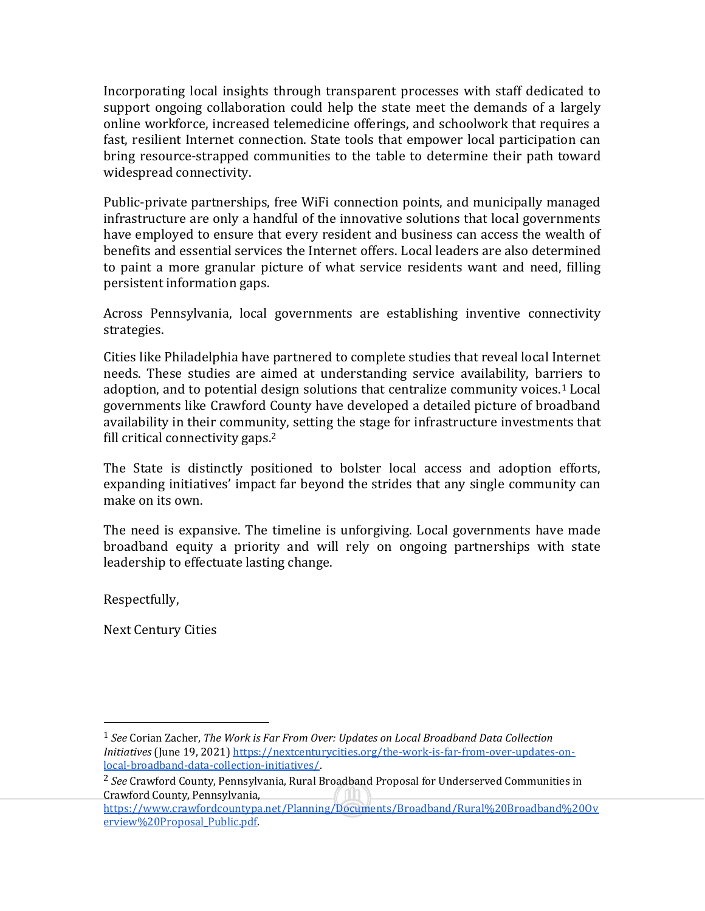Incorporating local insights through transparent processes with staff dedicated to support ongoing collaboration could help the state meet the demands of a largely online workforce, increased telemedicine offerings, and schoolwork that requires a fast, resilient Internet connection. State tools that empower local participation can bring resource-strapped communities to the table to determine their path toward widespread connectivity.

Public-private partnerships, free WiFi connection points, and municipally managed infrastructure are only a handful of the innovative solutions that local governments have employed to ensure that every resident and business can access the wealth of benefits and essential services the Internet offers. Local leaders are also determined to paint a more granular picture of what service residents want and need, filling persistent information gaps.

Across Pennsylvania, local governments are establishing inventive connectivity strategies.

Cities like Philadelphia have partnered to complete studies that reveal local Internet needs. These studies are aimed at understanding service availability, barriers to adoption, and to potential design solutions that centralize community voices.[1] Local governments like Crawford County have developed a detailed picture of broadband availability in their community, setting the stage for infrastructure investments that fill critical connectivity gaps.[2]

The State is distinctly positioned to bolster local access and adoption efforts, expanding initiatives' impact far beyond the strides that any single community can make on its own.

The need is expansive. The timeline is unforgiving. Local governments have made broadband equity a priority and will rely on ongoing partnerships with state leadership to effectuate lasting change.

Respectfully,

Next Century Cities

---

[1] *See* Corian Zacher, *The Work is Far From Over: Updates on Local Broadband Data Collection Initiatives* (June 19, 2021) https://nextcenturycities.org/the-work-is-far-from-over-updates-on-local-broadband-data-collection-initiatives/.

[2] *See* Crawford County, Pennsylvania, Rural Broadband Proposal for Underserved Communities in Crawford County, Pennsylvania, https://www.crawfordcountypa.net/Planning/Documents/Broadband/Rural%20Broadband%20Overview%20Proposal_Public.pdf.